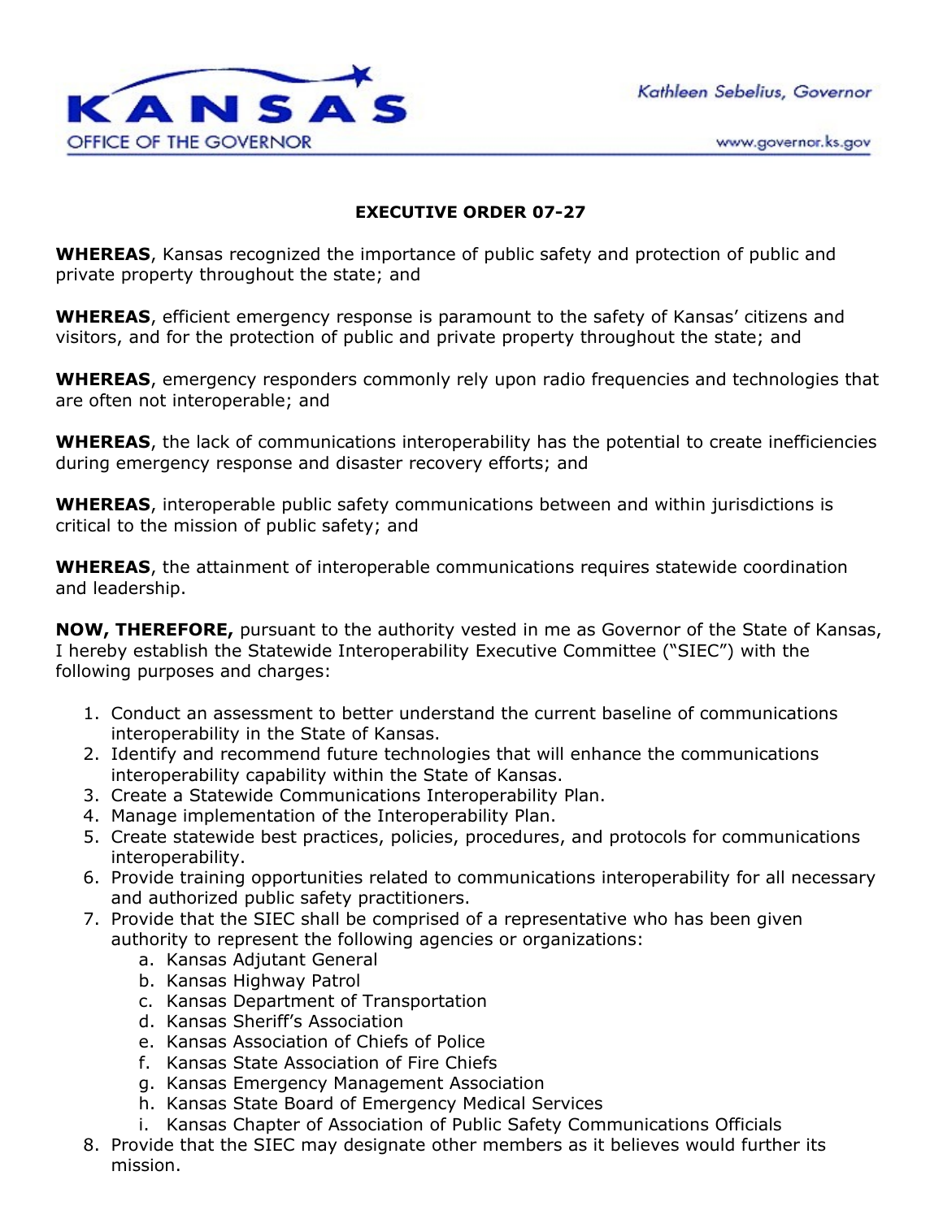KANSAS
OFFICE OF THE GOVERNOR

Kathleen Sebelius, Governor

www.governor.ks.gov

## EXECUTIVE ORDER 07-27

**WHEREAS**, Kansas recognized the importance of public safety and protection of public and private property throughout the state; and

**WHEREAS**, efficient emergency response is paramount to the safety of Kansas' citizens and visitors, and for the protection of public and private property throughout the state; and

**WHEREAS**, emergency responders commonly rely upon radio frequencies and technologies that are often not interoperable; and

**WHEREAS**, the lack of communications interoperability has the potential to create inefficiencies during emergency response and disaster recovery efforts; and

**WHEREAS**, interoperable public safety communications between and within jurisdictions is critical to the mission of public safety; and

**WHEREAS**, the attainment of interoperable communications requires statewide coordination and leadership.

**NOW, THEREFORE,** pursuant to the authority vested in me as Governor of the State of Kansas, I hereby establish the Statewide Interoperability Executive Committee ("SIEC") with the following purposes and charges:

1. Conduct an assessment to better understand the current baseline of communications interoperability in the State of Kansas.
2. Identify and recommend future technologies that will enhance the communications interoperability capability within the State of Kansas.
3. Create a Statewide Communications Interoperability Plan.
4. Manage implementation of the Interoperability Plan.
5. Create statewide best practices, policies, procedures, and protocols for communications interoperability.
6. Provide training opportunities related to communications interoperability for all necessary and authorized public safety practitioners.
7. Provide that the SIEC shall be comprised of a representative who has been given authority to represent the following agencies or organizations:
    a. Kansas Adjutant General
    b. Kansas Highway Patrol
    c. Kansas Department of Transportation
    d. Kansas Sheriff's Association
    e. Kansas Association of Chiefs of Police
    f. Kansas State Association of Fire Chiefs
    g. Kansas Emergency Management Association
    h. Kansas State Board of Emergency Medical Services
    i. Kansas Chapter of Association of Public Safety Communications Officials
8. Provide that the SIEC may designate other members as it believes would further its mission.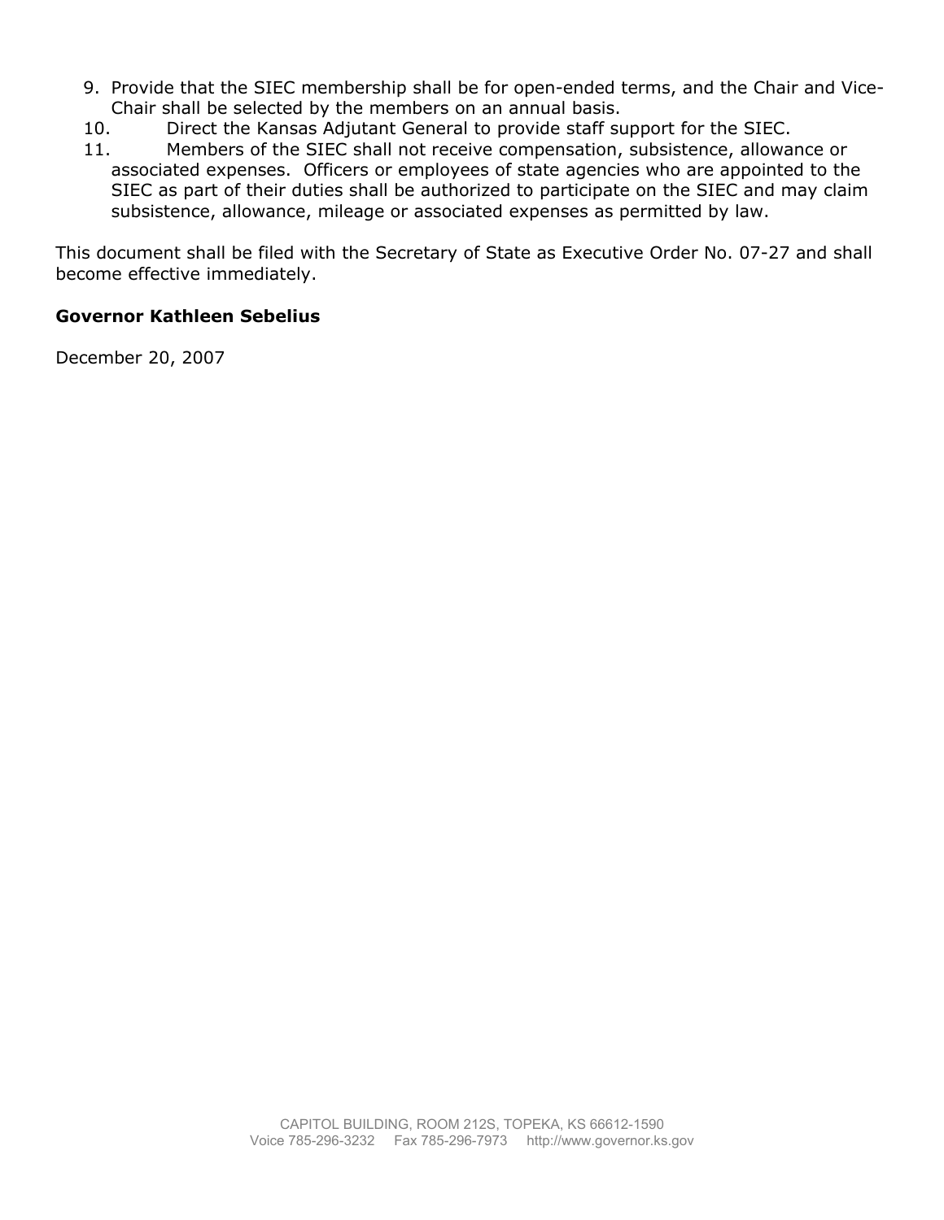9. Provide that the SIEC membership shall be for open-ended terms, and the Chair and Vice-Chair shall be selected by the members on an annual basis.
10. Direct the Kansas Adjutant General to provide staff support for the SIEC.
11. Members of the SIEC shall not receive compensation, subsistence, allowance or associated expenses. Officers or employees of state agencies who are appointed to the SIEC as part of their duties shall be authorized to participate on the SIEC and may claim subsistence, allowance, mileage or associated expenses as permitted by law.

This document shall be filed with the Secretary of State as Executive Order No. 07-27 and shall become effective immediately.

**Governor Kathleen Sebelius**

December 20, 2007